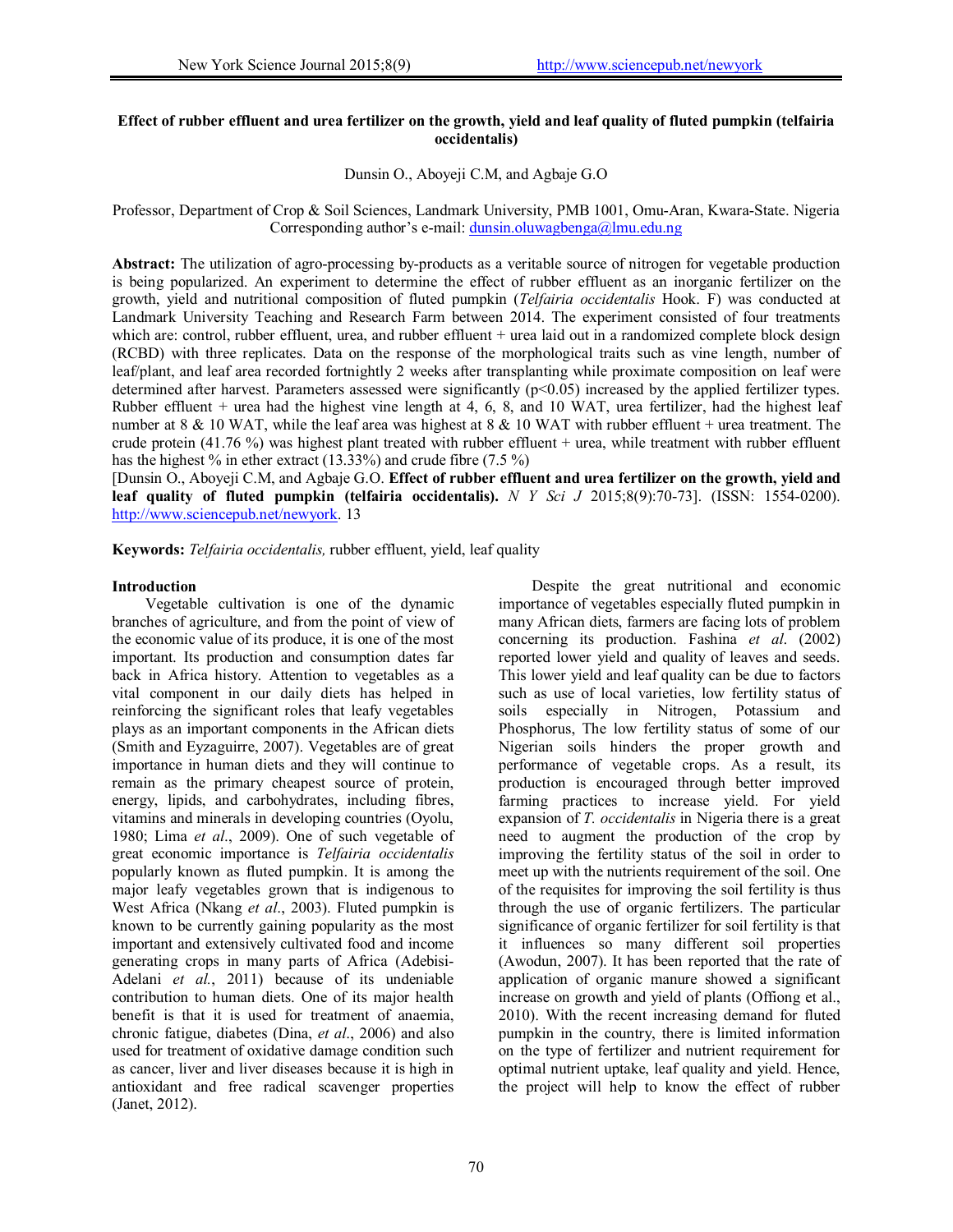# Effect of rubber effluent and urea fertilizer on the growth, yield and leaf quality of fluted pumpkin (telfairia occidentalis)

Dunsin O., Aboyeji C.M, and Agbaje G.O

Professor, Department of Crop & Soil Sciences, Landmark University, PMB 1001, Omu-Aran, Kwara-State. Nigeria
Corresponding author's e-mail: dunsin.oluwagbenga@lmu.edu.ng

**Abstract:** The utilization of agro-processing by-products as a veritable source of nitrogen for vegetable production is being popularized. An experiment to determine the effect of rubber effluent as an inorganic fertilizer on the growth, yield and nutritional composition of fluted pumpkin (*Telfairia occidentalis* Hook. F) was conducted at Landmark University Teaching and Research Farm between 2014. The experiment consisted of four treatments which are: control, rubber effluent, urea, and rubber effluent + urea laid out in a randomized complete block design (RCBD) with three replicates. Data on the response of the morphological traits such as vine length, number of leaf/plant, and leaf area recorded fortnightly 2 weeks after transplanting while proximate composition on leaf were determined after harvest. Parameters assessed were significantly ($p<0.05$) increased by the applied fertilizer types. Rubber effluent + urea had the highest vine length at 4, 6, 8, and 10 WAT, urea fertilizer, had the highest leaf number at 8 & 10 WAT, while the leaf area was highest at 8 & 10 WAT with rubber effluent + urea treatment. The crude protein (41.76 %) was highest plant treated with rubber effluent + urea, while treatment with rubber effluent has the highest % in ether extract (13.33%) and crude fibre (7.5 %)

[Dunsin O., Aboyeji C.M, and Agbaje G.O. **Effect of rubber effluent and urea fertilizer on the growth, yield and leaf quality of fluted pumpkin (telfairia occidentalis).** *N Y Sci J* 2015;8(9):70-73]. (ISSN: 1554-0200). http://www.sciencepub.net/newyork. 13

**Keywords:** *Telfairia occidentalis,* rubber effluent, yield, leaf quality

## Introduction

Vegetable cultivation is one of the dynamic branches of agriculture, and from the point of view of the economic value of its produce, it is one of the most important. Its production and consumption dates far back in Africa history. Attention to vegetables as a vital component in our daily diets has helped in reinforcing the significant roles that leafy vegetables plays as an important components in the African diets (Smith and Eyzaguirre, 2007). Vegetables are of great importance in human diets and they will continue to remain as the primary cheapest source of protein, energy, lipids, and carbohydrates, including fibres, vitamins and minerals in developing countries (Oyolu, 1980; Lima *et al*., 2009). One of such vegetable of great economic importance is *Telfairia occidentalis* popularly known as fluted pumpkin. It is among the major leafy vegetables grown that is indigenous to West Africa (Nkang *et al*., 2003). Fluted pumpkin is known to be currently gaining popularity as the most important and extensively cultivated food and income generating crops in many parts of Africa (Adebisi-Adelani *et al*., 2011) because of its undeniable contribution to human diets. One of its major health benefit is that it is used for treatment of anaemia, chronic fatigue, diabetes (Dina, *et al*., 2006) and also used for treatment of oxidative damage condition such as cancer, liver and liver diseases because it is high in antioxidant and free radical scavenger properties (Janet, 2012).

Despite the great nutritional and economic importance of vegetables especially fluted pumpkin in many African diets, farmers are facing lots of problem concerning its production. Fashina *et al*. (2002) reported lower yield and quality of leaves and seeds. This lower yield and leaf quality can be due to factors such as use of local varieties, low fertility status of soils especially in Nitrogen, Potassium and Phosphorus, The low fertility status of some of our Nigerian soils hinders the proper growth and performance of vegetable crops. As a result, its production is encouraged through better improved farming practices to increase yield. For yield expansion of *T. occidentalis* in Nigeria there is a great need to augment the production of the crop by improving the fertility status of the soil in order to meet up with the nutrients requirement of the soil. One of the requisites for improving the soil fertility is thus through the use of organic fertilizers. The particular significance of organic fertilizer for soil fertility is that it influences so many different soil properties (Awodun, 2007). It has been reported that the rate of application of organic manure showed a significant increase on growth and yield of plants (Offiong et al., 2010). With the recent increasing demand for fluted pumpkin in the country, there is limited information on the type of fertilizer and nutrient requirement for optimal nutrient uptake, leaf quality and yield. Hence, the project will help to know the effect of rubber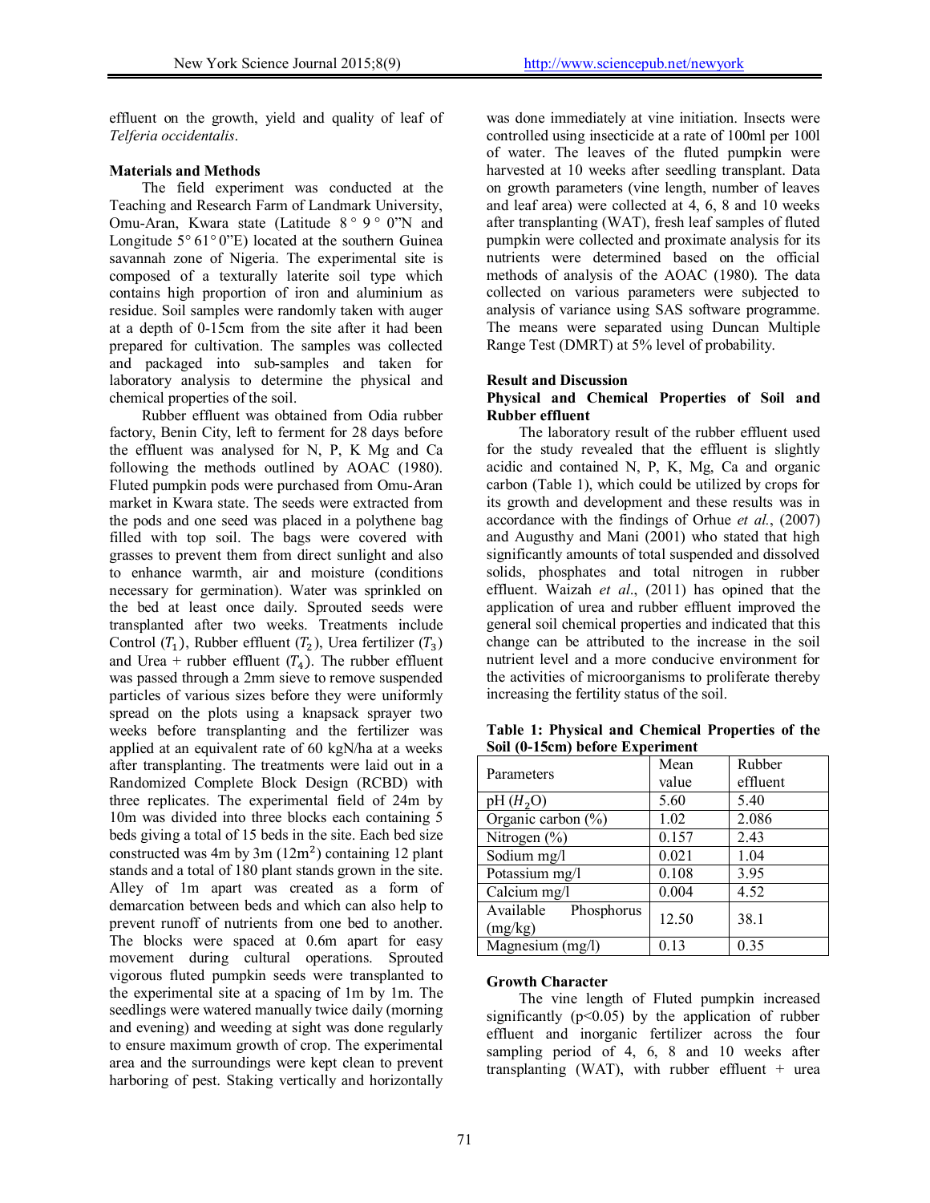effluent on the growth, yield and quality of leaf of *Telferia occidentalis*.

**Materials and Methods**

The field experiment was conducted at the Teaching and Research Farm of Landmark University, Omu-Aran, Kwara state (Latitude 8 ° 9 ° 0"N and Longitude 5° 61° 0"E) located at the southern Guinea savannah zone of Nigeria. The experimental site is composed of a texturally laterite soil type which contains high proportion of iron and aluminium as residue. Soil samples were randomly taken with auger at a depth of 0-15cm from the site after it had been prepared for cultivation. The samples was collected and packaged into sub-samples and taken for laboratory analysis to determine the physical and chemical properties of the soil.

Rubber effluent was obtained from Odia rubber factory, Benin City, left to ferment for 28 days before the effluent was analysed for N, P, K Mg and Ca following the methods outlined by AOAC (1980). Fluted pumpkin pods were purchased from Omu-Aran market in Kwara state. The seeds were extracted from the pods and one seed was placed in a polythene bag filled with top soil. The bags were covered with grasses to prevent them from direct sunlight and also to enhance warmth, air and moisture (conditions necessary for germination). Water was sprinkled on the bed at least once daily. Sprouted seeds were transplanted after two weeks. Treatments include Control ($T_1$), Rubber effluent ($T_2$), Urea fertilizer ($T_3$) and Urea + rubber effluent ($T_4$). The rubber effluent was passed through a 2mm sieve to remove suspended particles of various sizes before they were uniformly spread on the plots using a knapsack sprayer two weeks before transplanting and the fertilizer was applied at an equivalent rate of 60 kgN/ha at a weeks after transplanting. The treatments were laid out in a Randomized Complete Block Design (RCBD) with three replicates. The experimental field of 24m by 10m was divided into three blocks each containing 5 beds giving a total of 15 beds in the site. Each bed size constructed was 4m by 3m (12m$^2$) containing 12 plant stands and a total of 180 plant stands grown in the site. Alley of 1m apart was created as a form of demarcation between beds and which can also help to prevent runoff of nutrients from one bed to another. The blocks were spaced at 0.6m apart for easy movement during cultural operations. Sprouted vigorous fluted pumpkin seeds were transplanted to the experimental site at a spacing of 1m by 1m. The seedlings were watered manually twice daily (morning and evening) and weeding at sight was done regularly to ensure maximum growth of crop. The experimental area and the surroundings were kept clean to prevent harboring of pest. Staking vertically and horizontally was done immediately at vine initiation. Insects were controlled using insecticide at a rate of 100ml per 100l of water. The leaves of the fluted pumpkin were harvested at 10 weeks after seedling transplant. Data on growth parameters (vine length, number of leaves and leaf area) were collected at 4, 6, 8 and 10 weeks after transplanting (WAT), fresh leaf samples of fluted pumpkin were collected and proximate analysis for its nutrients were determined based on the official methods of analysis of the AOAC (1980). The data collected on various parameters were subjected to analysis of variance using SAS software programme. The means were separated using Duncan Multiple Range Test (DMRT) at 5% level of probability.

**Result and Discussion**

**Physical and Chemical Properties of Soil and Rubber effluent**

The laboratory result of the rubber effluent used for the study revealed that the effluent is slightly acidic and contained N, P, K, Mg, Ca and organic carbon (Table 1), which could be utilized by crops for its growth and development and these results was in accordance with the findings of Orhue *et al.*, (2007) and Augusthy and Mani (2001) who stated that high significantly amounts of total suspended and dissolved solids, phosphates and total nitrogen in rubber effluent. Waizah *et al.*, (2011) has opined that the application of urea and rubber effluent improved the general soil chemical properties and indicated that this change can be attributed to the increase in the soil nutrient level and a more conducive environment for the activities of microorganisms to proliferate thereby increasing the fertility status of the soil.

**Table 1: Physical and Chemical Properties of the Soil (0-15cm) before Experiment**

| Parameters | Mean value | Rubber effluent |
|---|---|---|
| pH ($H_2O$) | 5.60 | 5.40 |
| Organic carbon (%) | 1.02 | 2.086 |
| Nitrogen (%) | 0.157 | 2.43 |
| Sodium mg/l | 0.021 | 1.04 |
| Potassium mg/l | 0.108 | 3.95 |
| Calcium mg/l | 0.004 | 4.52 |
| Available Phosphorus (mg/kg) | 12.50 | 38.1 |
| Magnesium (mg/l) | 0.13 | 0.35 |

**Growth Character**

The vine length of Fluted pumpkin increased significantly ($p<0.05$) by the application of rubber effluent and inorganic fertilizer across the four sampling period of 4, 6, 8 and 10 weeks after transplanting (WAT), with rubber effluent + urea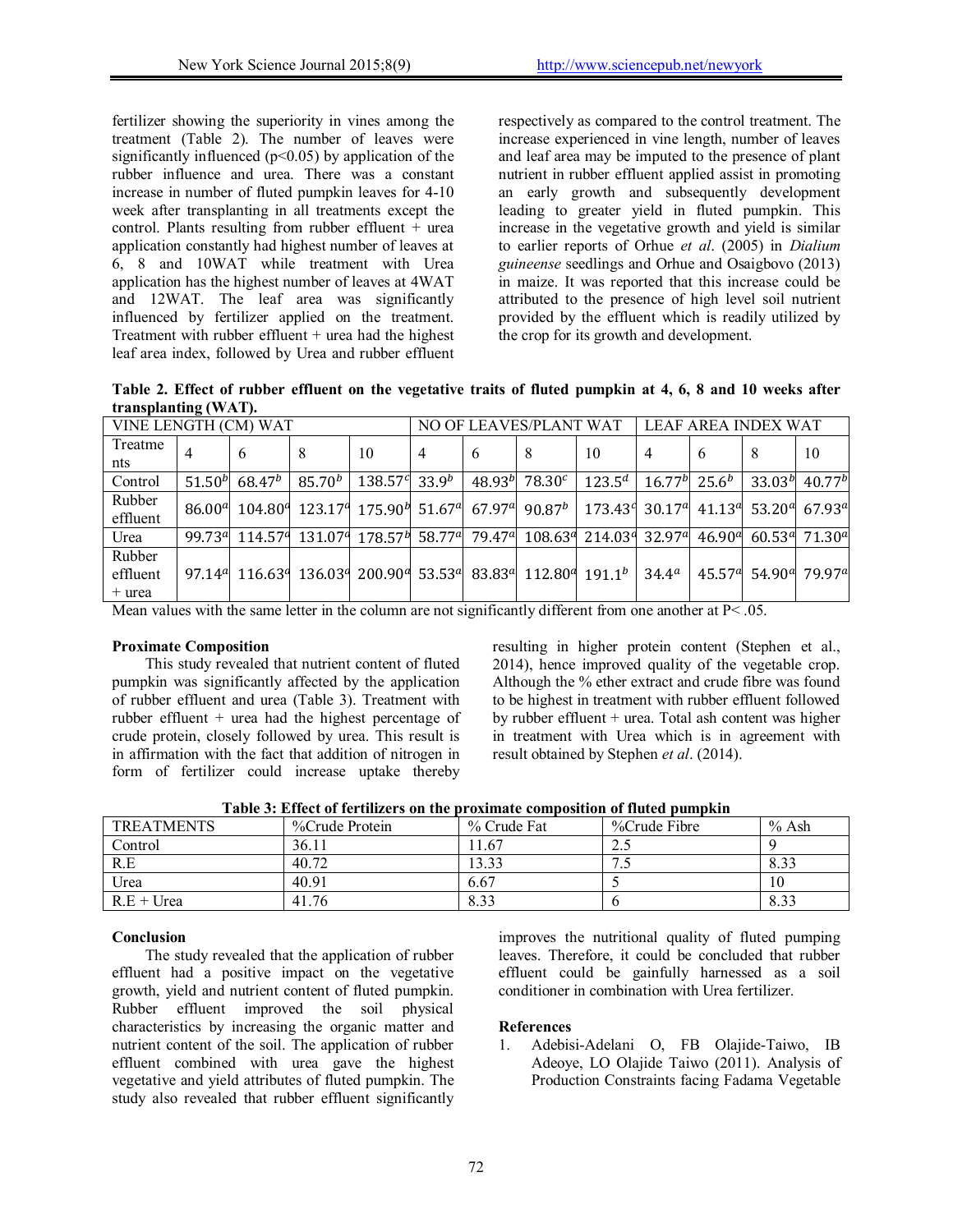fertilizer showing the superiority in vines among the treatment (Table 2). The number of leaves were significantly influenced ($p<0.05$) by application of the rubber influence and urea. There was a constant increase in number of fluted pumpkin leaves for 4-10 week after transplanting in all treatments except the control. Plants resulting from rubber effluent + urea application constantly had highest number of leaves at 6, 8 and 10WAT while treatment with Urea application has the highest number of leaves at 4WAT and 12WAT. The leaf area was significantly influenced by fertilizer applied on the treatment. Treatment with rubber effluent + urea had the highest leaf area index, followed by Urea and rubber effluent respectively as compared to the control treatment. The increase experienced in vine length, number of leaves and leaf area may be imputed to the presence of plant nutrient in rubber effluent applied assist in promoting an early growth and subsequently development leading to greater yield in fluted pumpkin. This increase in the vegetative growth and yield is similar to earlier reports of Orhue *et al*. (2005) in *Dialium guineense* seedlings and Orhue and Osaigbovo (2013) in maize. It was reported that this increase could be attributed to the presence of high level soil nutrient provided by the effluent which is readily utilized by the crop for its growth and development.

**Table 2. Effect of rubber effluent on the vegetative traits of fluted pumpkin at 4, 6, 8 and 10 weeks after transplanting (WAT).**

| VINE LENGTH (CM) WAT | | | | | NO OF LEAVES/PLANT WAT | | | | LEAF AREA INDEX WAT | | | |
|---|---|---|---|---|---|---|---|---|---|---|---|---|
| Treatments | 4 | 6 | 8 | 10 | 4 | 6 | 8 | 10 | 4 | 6 | 8 | 10 |
| Control | $51.50^b$ | $68.47^b$ | $85.70^b$ | $138.57^c$ | $33.9^b$ | $48.93^b$ | $78.30^c$ | $123.5^d$ | $16.77^b$ | $25.6^b$ | $33.03^b$ | $40.77^b$ |
| Rubber effluent | $86.00^a$ | $104.80^a$ | $123.17^a$ | $175.90^b$ | $51.67^a$ | $67.97^a$ | $90.87^b$ | $173.43^c$ | $30.17^a$ | $41.13^a$ | $53.20^a$ | $67.93^a$ |
| Urea | $99.73^a$ | $114.57^a$ | $131.07^a$ | $178.57^b$ | $58.77^a$ | $79.47^a$ | $108.63^a$ | $214.03^a$ | $32.97^a$ | $46.90^a$ | $60.53^a$ | $71.30^a$ |
| Rubber effluent + urea | $97.14^a$ | $116.63^a$ | $136.03^a$ | $200.90^a$ | $53.53^a$ | $83.83^a$ | $112.80^a$ | $191.1^b$ | $34.4^a$ | $45.57^a$ | $54.90^a$ | $79.97^a$ |

Mean values with the same letter in the column are not significantly different from one another at $P< .05$.

**Proximate Composition**

This study revealed that nutrient content of fluted pumpkin was significantly affected by the application of rubber effluent and urea (Table 3). Treatment with rubber effluent + urea had the highest percentage of crude protein, closely followed by urea. This result is in affirmation with the fact that addition of nitrogen in form of fertilizer could increase uptake thereby resulting in higher protein content (Stephen et al., 2014), hence improved quality of the vegetable crop. Although the % ether extract and crude fibre was found to be highest in treatment with rubber effluent followed by rubber effluent + urea. Total ash content was higher in treatment with Urea which is in agreement with result obtained by Stephen *et al*. (2014).

**Table 3: Effect of fertilizers on the proximate composition of fluted pumpkin**

| TREATMENTS | %Crude Protein | % Crude Fat | %Crude Fibre | % Ash |
|---|---|---|---|---|
| Control | 36.11 | 11.67 | 2.5 | 9 |
| R.E | 40.72 | 13.33 | 7.5 | 8.33 |
| Urea | 40.91 | 6.67 | 5 | 10 |
| R.E + Urea | 41.76 | 8.33 | 6 | 8.33 |

**Conclusion**

The study revealed that the application of rubber effluent had a positive impact on the vegetative growth, yield and nutrient content of fluted pumpkin. Rubber effluent improved the soil physical characteristics by increasing the organic matter and nutrient content of the soil. The application of rubber effluent combined with urea gave the highest vegetative and yield attributes of fluted pumpkin. The study also revealed that rubber effluent significantly improves the nutritional quality of fluted pumping leaves. Therefore, it could be concluded that rubber effluent could be gainfully harnessed as a soil conditioner in combination with Urea fertilizer.

**References**

1. Adebisi-Adelani O, FB Olajide-Taiwo, IB Adeoye, LO Olajide Taiwo (2011). Analysis of Production Constraints facing Fadama Vegetable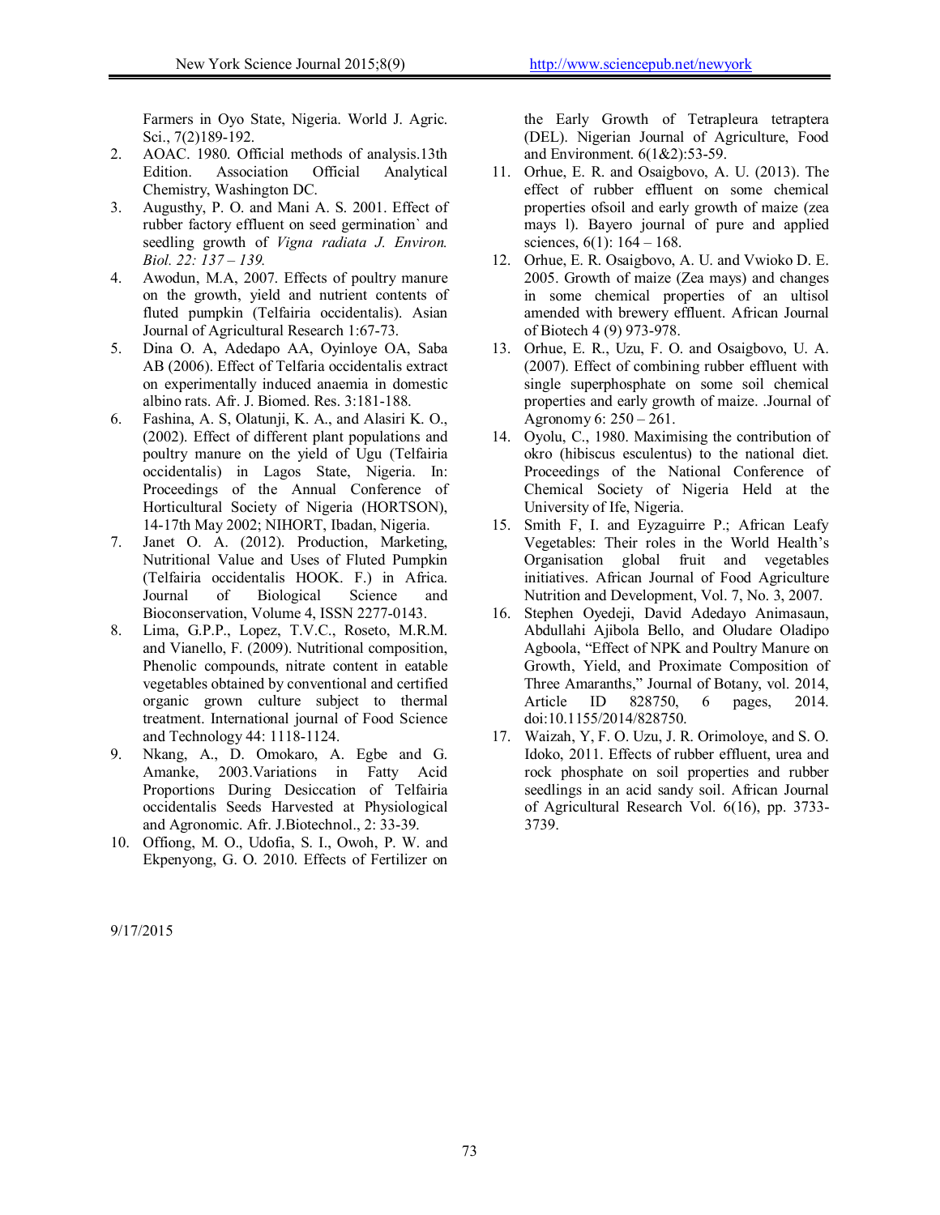Farmers in Oyo State, Nigeria. World J. Agric. Sci., 7(2)189-192.

2. AOAC. 1980. Official methods of analysis.13th Edition. Association Official Analytical Chemistry, Washington DC.
3. Augusthy, P. O. and Mani A. S. 2001. Effect of rubber factory effluent on seed germination` and seedling growth of *Vigna radiata J. Environ. Biol. 22: 137 – 139.*
4. Awodun, M.A, 2007. Effects of poultry manure on the growth, yield and nutrient contents of fluted pumpkin (Telfairia occidentalis). Asian Journal of Agricultural Research 1:67-73.
5. Dina O. A, Adedapo AA, Oyinloye OA, Saba AB (2006). Effect of Telfaria occidentalis extract on experimentally induced anaemia in domestic albino rats. Afr. J. Biomed. Res. 3:181-188.
6. Fashina, A. S, Olatunji, K. A., and Alasiri K. O., (2002). Effect of different plant populations and poultry manure on the yield of Ugu (Telfairia occidentalis) in Lagos State, Nigeria. In: Proceedings of the Annual Conference of Horticultural Society of Nigeria (HORTSON), 14-17th May 2002; NIHORT, Ibadan, Nigeria.
7. Janet O. A. (2012). Production, Marketing, Nutritional Value and Uses of Fluted Pumpkin (Telfairia occidentalis HOOK. F.) in Africa. Journal of Biological Science and Bioconservation, Volume 4, ISSN 2277-0143.
8. Lima, G.P.P., Lopez, T.V.C., Roseto, M.R.M. and Vianello, F. (2009). Nutritional composition, Phenolic compounds, nitrate content in eatable vegetables obtained by conventional and certified organic grown culture subject to thermal treatment. International journal of Food Science and Technology 44: 1118-1124.
9. Nkang, A., D. Omokaro, A. Egbe and G. Amanke, 2003.Variations in Fatty Acid Proportions During Desiccation of Telfairia occidentalis Seeds Harvested at Physiological and Agronomic. Afr. J.Biotechnol., 2: 33-39.
10. Offiong, M. O., Udofia, S. I., Owoh, P. W. and Ekpenyong, G. O. 2010. Effects of Fertilizer on the Early Growth of Tetrapleura tetraptera (DEL). Nigerian Journal of Agriculture, Food and Environment. 6(1&2):53-59.
11. Orhue, E. R. and Osaigbovo, A. U. (2013). The effect of rubber effluent on some chemical properties ofsoil and early growth of maize (zea mays l). Bayero journal of pure and applied sciences, 6(1): 164 – 168.
12. Orhue, E. R. Osaigbovo, A. U. and Vwioko D. E. 2005. Growth of maize (Zea mays) and changes in some chemical properties of an ultisol amended with brewery effluent. African Journal of Biotech 4 (9) 973-978.
13. Orhue, E. R., Uzu, F. O. and Osaigbovo, U. A. (2007). Effect of combining rubber effluent with single superphosphate on some soil chemical properties and early growth of maize. .Journal of Agronomy 6: 250 – 261.
14. Oyolu, C., 1980. Maximising the contribution of okro (hibiscus esculentus) to the national diet. Proceedings of the National Conference of Chemical Society of Nigeria Held at the University of Ife, Nigeria.
15. Smith F, I. and Eyzaguirre P.; African Leafy Vegetables: Their roles in the World Health's Organisation global fruit and vegetables initiatives. African Journal of Food Agriculture Nutrition and Development, Vol. 7, No. 3, 2007.
16. Stephen Oyedeji, David Adedayo Animasaun, Abdullahi Ajibola Bello, and Oludare Oladipo Agboola, "Effect of NPK and Poultry Manure on Growth, Yield, and Proximate Composition of Three Amaranths," Journal of Botany, vol. 2014, Article ID 828750, 6 pages, 2014. doi:10.1155/2014/828750.
17. Waizah, Y, F. O. Uzu, J. R. Orimoloye, and S. O. Idoko, 2011. Effects of rubber effluent, urea and rock phosphate on soil properties and rubber seedlings in an acid sandy soil. African Journal of Agricultural Research Vol. 6(16), pp. 3733-3739.

9/17/2015